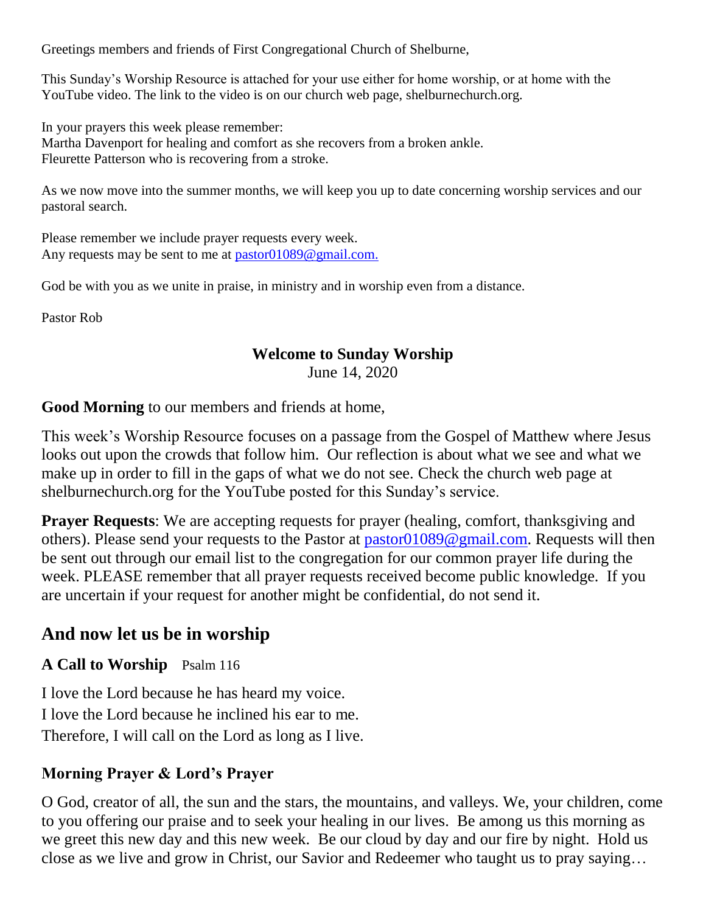Greetings members and friends of First Congregational Church of Shelburne,

This Sunday's Worship Resource is attached for your use either for home worship, or at home with the YouTube video. The link to the video is on our church web page, shelburnechurch.org.

In your prayers this week please remember:
Martha Davenport for healing and comfort as she recovers from a broken ankle.
Fleurette Patterson who is recovering from a stroke.

As we now move into the summer months, we will keep you up to date concerning worship services and our pastoral search.

Please remember we include prayer requests every week.
Any requests may be sent to me at pastor01089@gmail.com.

God be with you as we unite in praise, in ministry and in worship even from a distance.

Pastor Rob

**Welcome to Sunday Worship**
June 14, 2020

**Good Morning** to our members and friends at home,

This week's Worship Resource focuses on a passage from the Gospel of Matthew where Jesus looks out upon the crowds that follow him. Our reflection is about what we see and what we make up in order to fill in the gaps of what we do not see. Check the church web page at shelburnechurch.org for the YouTube posted for this Sunday's service.

**Prayer Requests**: We are accepting requests for prayer (healing, comfort, thanksgiving and others). Please send your requests to the Pastor at pastor01089@gmail.com. Requests will then be sent out through our email list to the congregation for our common prayer life during the week. PLEASE remember that all prayer requests received become public knowledge. If you are uncertain if your request for another might be confidential, do not send it.

## And now let us be in worship

### A Call to Worship   Psalm 116

I love the Lord because he has heard my voice.
I love the Lord because he inclined his ear to me.
Therefore, I will call on the Lord as long as I live.

### Morning Prayer & Lord's Prayer

O God, creator of all, the sun and the stars, the mountains, and valleys. We, your children, come to you offering our praise and to seek your healing in our lives. Be among us this morning as we greet this new day and this new week. Be our cloud by day and our fire by night. Hold us close as we live and grow in Christ, our Savior and Redeemer who taught us to pray saying…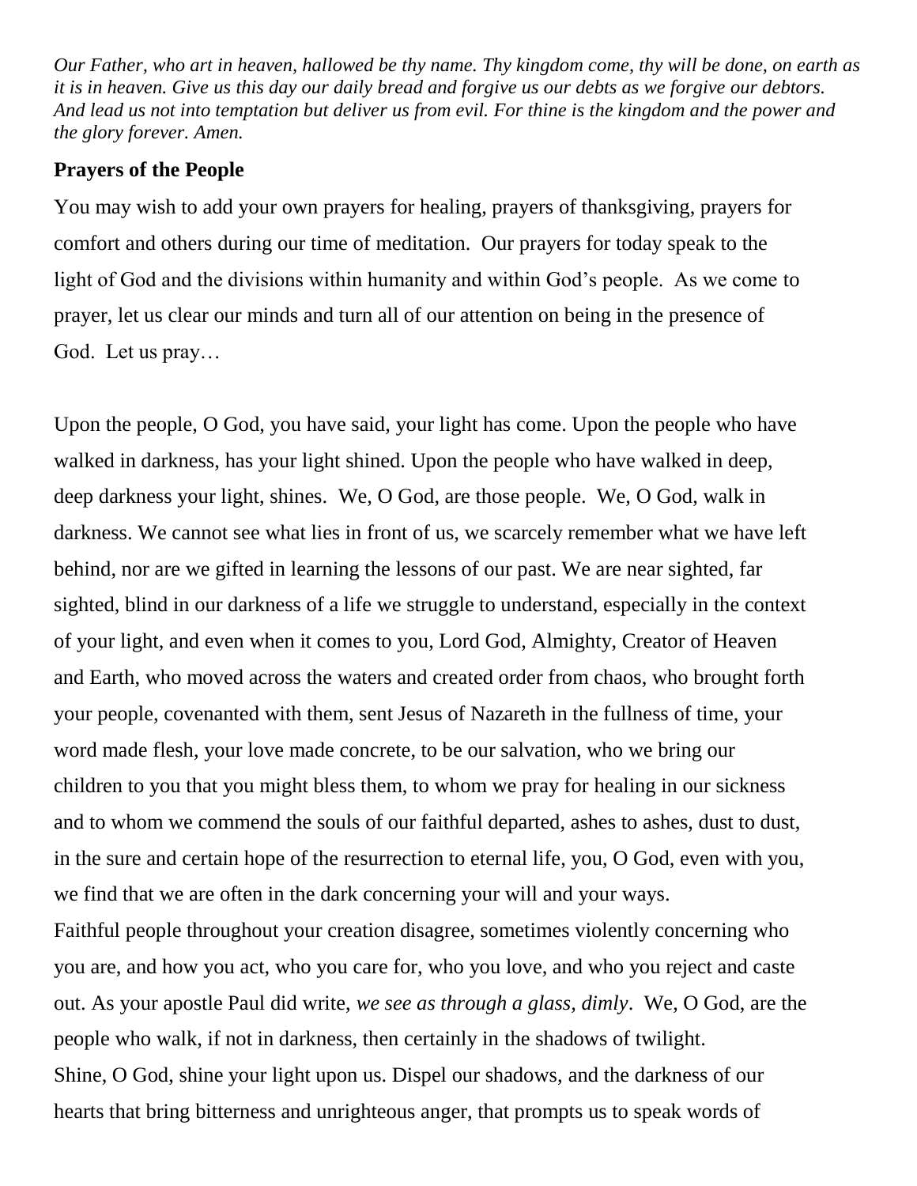*Our Father, who art in heaven, hallowed be thy name. Thy kingdom come, thy will be done, on earth as it is in heaven. Give us this day our daily bread and forgive us our debts as we forgive our debtors. And lead us not into temptation but deliver us from evil. For thine is the kingdom and the power and the glory forever. Amen.*

**Prayers of the People**

You may wish to add your own prayers for healing, prayers of thanksgiving, prayers for comfort and others during our time of meditation. Our prayers for today speak to the light of God and the divisions within humanity and within God's people. As we come to prayer, let us clear our minds and turn all of our attention on being in the presence of God. Let us pray…

Upon the people, O God, you have said, your light has come. Upon the people who have walked in darkness, has your light shined. Upon the people who have walked in deep, deep darkness your light, shines. We, O God, are those people. We, O God, walk in darkness. We cannot see what lies in front of us, we scarcely remember what we have left behind, nor are we gifted in learning the lessons of our past. We are near sighted, far sighted, blind in our darkness of a life we struggle to understand, especially in the context of your light, and even when it comes to you, Lord God, Almighty, Creator of Heaven and Earth, who moved across the waters and created order from chaos, who brought forth your people, covenanted with them, sent Jesus of Nazareth in the fullness of time, your word made flesh, your love made concrete, to be our salvation, who we bring our children to you that you might bless them, to whom we pray for healing in our sickness and to whom we commend the souls of our faithful departed, ashes to ashes, dust to dust, in the sure and certain hope of the resurrection to eternal life, you, O God, even with you, we find that we are often in the dark concerning your will and your ways.

Faithful people throughout your creation disagree, sometimes violently concerning who you are, and how you act, who you care for, who you love, and who you reject and caste out. As your apostle Paul did write, *we see as through a glass, dimly*. We, O God, are the people who walk, if not in darkness, then certainly in the shadows of twilight.

Shine, O God, shine your light upon us. Dispel our shadows, and the darkness of our hearts that bring bitterness and unrighteous anger, that prompts us to speak words of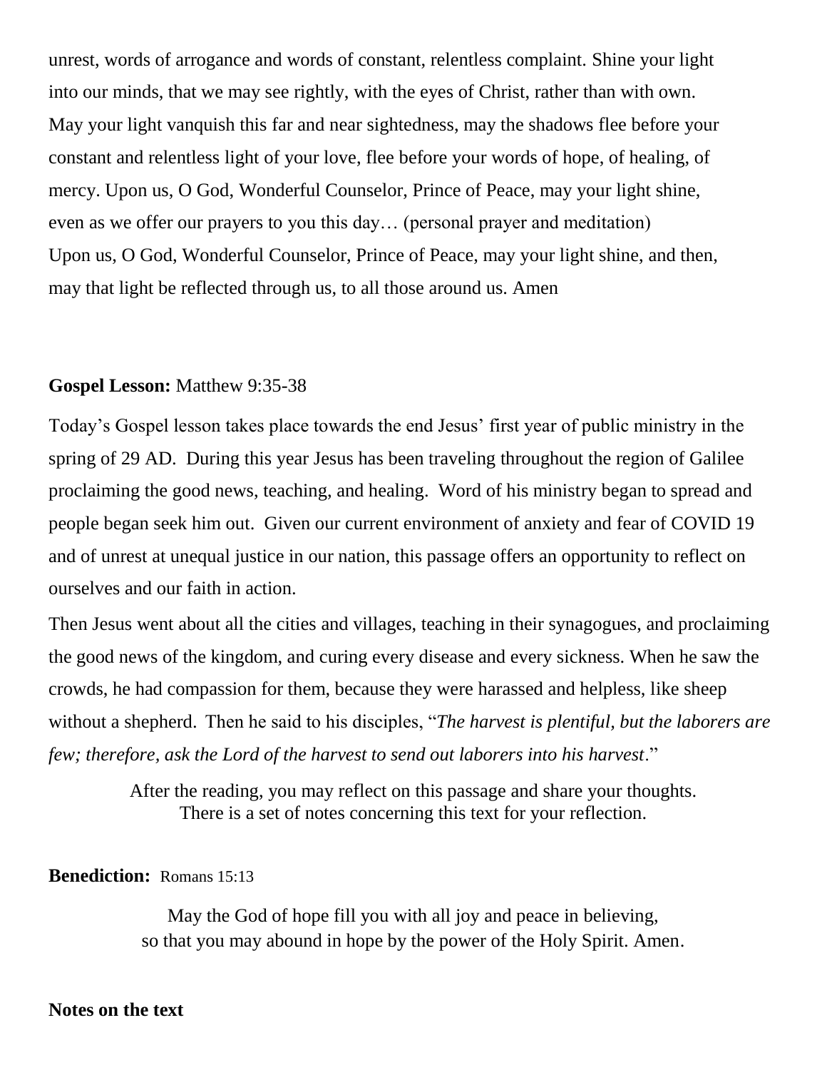unrest, words of arrogance and words of constant, relentless complaint. Shine your light into our minds, that we may see rightly, with the eyes of Christ, rather than with own. May your light vanquish this far and near sightedness, may the shadows flee before your constant and relentless light of your love, flee before your words of hope, of healing, of mercy. Upon us, O God, Wonderful Counselor, Prince of Peace, may your light shine, even as we offer our prayers to you this day… (personal prayer and meditation)
Upon us, O God, Wonderful Counselor, Prince of Peace, may your light shine, and then, may that light be reflected through us, to all those around us. Amen

**Gospel Lesson:** Matthew 9:35-38

Today's Gospel lesson takes place towards the end Jesus' first year of public ministry in the spring of 29 AD. During this year Jesus has been traveling throughout the region of Galilee proclaiming the good news, teaching, and healing. Word of his ministry began to spread and people began seek him out. Given our current environment of anxiety and fear of COVID 19 and of unrest at unequal justice in our nation, this passage offers an opportunity to reflect on ourselves and our faith in action.

Then Jesus went about all the cities and villages, teaching in their synagogues, and proclaiming the good news of the kingdom, and curing every disease and every sickness. When he saw the crowds, he had compassion for them, because they were harassed and helpless, like sheep without a shepherd. Then he said to his disciples, "*The harvest is plentiful, but the laborers are few; therefore, ask the Lord of the harvest to send out laborers into his harvest*."

After the reading, you may reflect on this passage and share your thoughts.
There is a set of notes concerning this text for your reflection.

**Benediction:** Romans 15:13

May the God of hope fill you with all joy and peace in believing,
so that you may abound in hope by the power of the Holy Spirit. Amen.

**Notes on the text**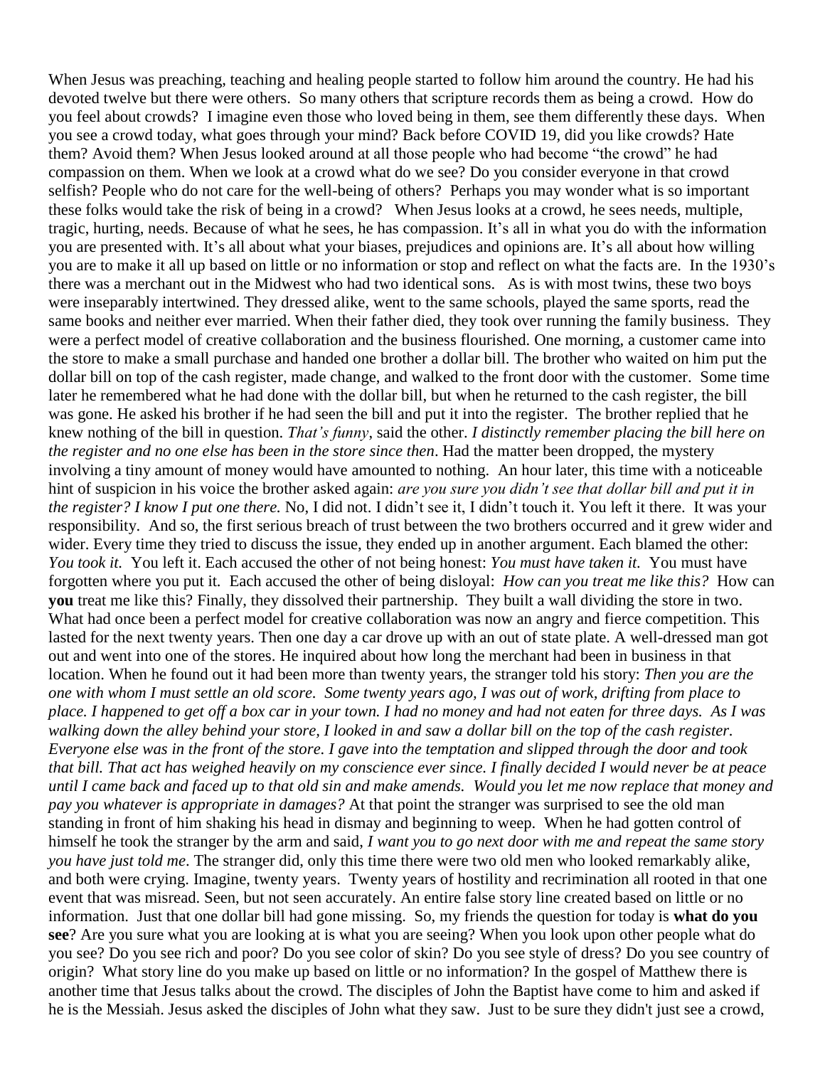When Jesus was preaching, teaching and healing people started to follow him around the country. He had his devoted twelve but there were others. So many others that scripture records them as being a crowd. How do you feel about crowds? I imagine even those who loved being in them, see them differently these days. When you see a crowd today, what goes through your mind? Back before COVID 19, did you like crowds? Hate them? Avoid them? When Jesus looked around at all those people who had become "the crowd" he had compassion on them. When we look at a crowd what do we see? Do you consider everyone in that crowd selfish? People who do not care for the well-being of others? Perhaps you may wonder what is so important these folks would take the risk of being in a crowd? When Jesus looks at a crowd, he sees needs, multiple, tragic, hurting, needs. Because of what he sees, he has compassion. It's all in what you do with the information you are presented with. It's all about what your biases, prejudices and opinions are. It's all about how willing you are to make it all up based on little or no information or stop and reflect on what the facts are. In the 1930's there was a merchant out in the Midwest who had two identical sons. As is with most twins, these two boys were inseparably intertwined. They dressed alike, went to the same schools, played the same sports, read the same books and neither ever married. When their father died, they took over running the family business. They were a perfect model of creative collaboration and the business flourished. One morning, a customer came into the store to make a small purchase and handed one brother a dollar bill. The brother who waited on him put the dollar bill on top of the cash register, made change, and walked to the front door with the customer. Some time later he remembered what he had done with the dollar bill, but when he returned to the cash register, the bill was gone. He asked his brother if he had seen the bill and put it into the register. The brother replied that he knew nothing of the bill in question. *That's funny*, said the other. *I distinctly remember placing the bill here on the register and no one else has been in the store since then*. Had the matter been dropped, the mystery involving a tiny amount of money would have amounted to nothing. An hour later, this time with a noticeable hint of suspicion in his voice the brother asked again: *are you sure you didn't see that dollar bill and put it in the register? I know I put one there.* No, I did not. I didn't see it, I didn't touch it. You left it there. It was your responsibility. And so, the first serious breach of trust between the two brothers occurred and it grew wider and wider. Every time they tried to discuss the issue, they ended up in another argument. Each blamed the other: *You took it.* You left it. Each accused the other of not being honest: *You must have taken it.* You must have forgotten where you put it. Each accused the other of being disloyal: *How can you treat me like this?* How can **you** treat me like this? Finally, they dissolved their partnership. They built a wall dividing the store in two. What had once been a perfect model for creative collaboration was now an angry and fierce competition. This lasted for the next twenty years. Then one day a car drove up with an out of state plate. A well-dressed man got out and went into one of the stores. He inquired about how long the merchant had been in business in that location. When he found out it had been more than twenty years, the stranger told his story: *Then you are the one with whom I must settle an old score. Some twenty years ago, I was out of work, drifting from place to place. I happened to get off a box car in your town. I had no money and had not eaten for three days. As I was walking down the alley behind your store, I looked in and saw a dollar bill on the top of the cash register. Everyone else was in the front of the store. I gave into the temptation and slipped through the door and took that bill. That act has weighed heavily on my conscience ever since. I finally decided I would never be at peace until I came back and faced up to that old sin and make amends. Would you let me now replace that money and pay you whatever is appropriate in damages?* At that point the stranger was surprised to see the old man standing in front of him shaking his head in dismay and beginning to weep. When he had gotten control of himself he took the stranger by the arm and said, *I want you to go next door with me and repeat the same story you have just told me*. The stranger did, only this time there were two old men who looked remarkably alike, and both were crying. Imagine, twenty years. Twenty years of hostility and recrimination all rooted in that one event that was misread. Seen, but not seen accurately. An entire false story line created based on little or no information. Just that one dollar bill had gone missing. So, my friends the question for today is **what do you see**? Are you sure what you are looking at is what you are seeing? When you look upon other people what do you see? Do you see rich and poor? Do you see color of skin? Do you see style of dress? Do you see country of origin? What story line do you make up based on little or no information? In the gospel of Matthew there is another time that Jesus talks about the crowd. The disciples of John the Baptist have come to him and asked if he is the Messiah. Jesus asked the disciples of John what they saw. Just to be sure they didn't just see a crowd,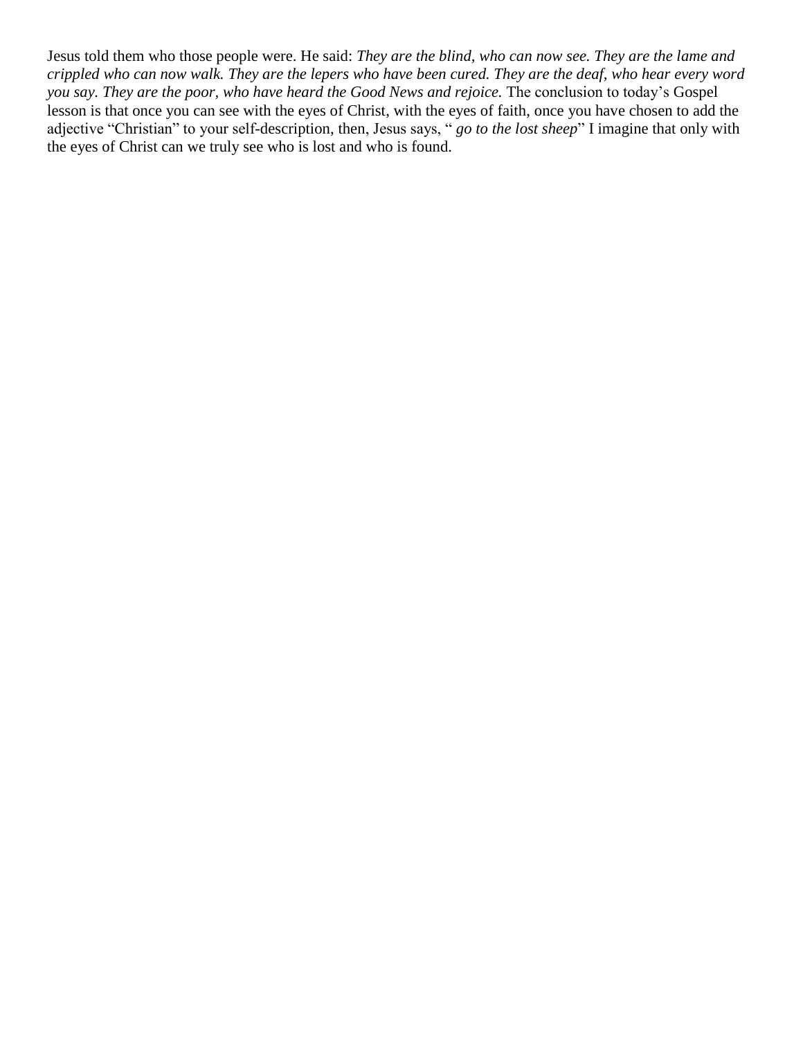Jesus told them who those people were. He said: *They are the blind, who can now see. They are the lame and crippled who can now walk. They are the lepers who have been cured. They are the deaf, who hear every word you say. They are the poor, who have heard the Good News and rejoice.* The conclusion to today's Gospel lesson is that once you can see with the eyes of Christ, with the eyes of faith, once you have chosen to add the adjective "Christian" to your self-description, then, Jesus says, " *go to the lost sheep*" I imagine that only with the eyes of Christ can we truly see who is lost and who is found.